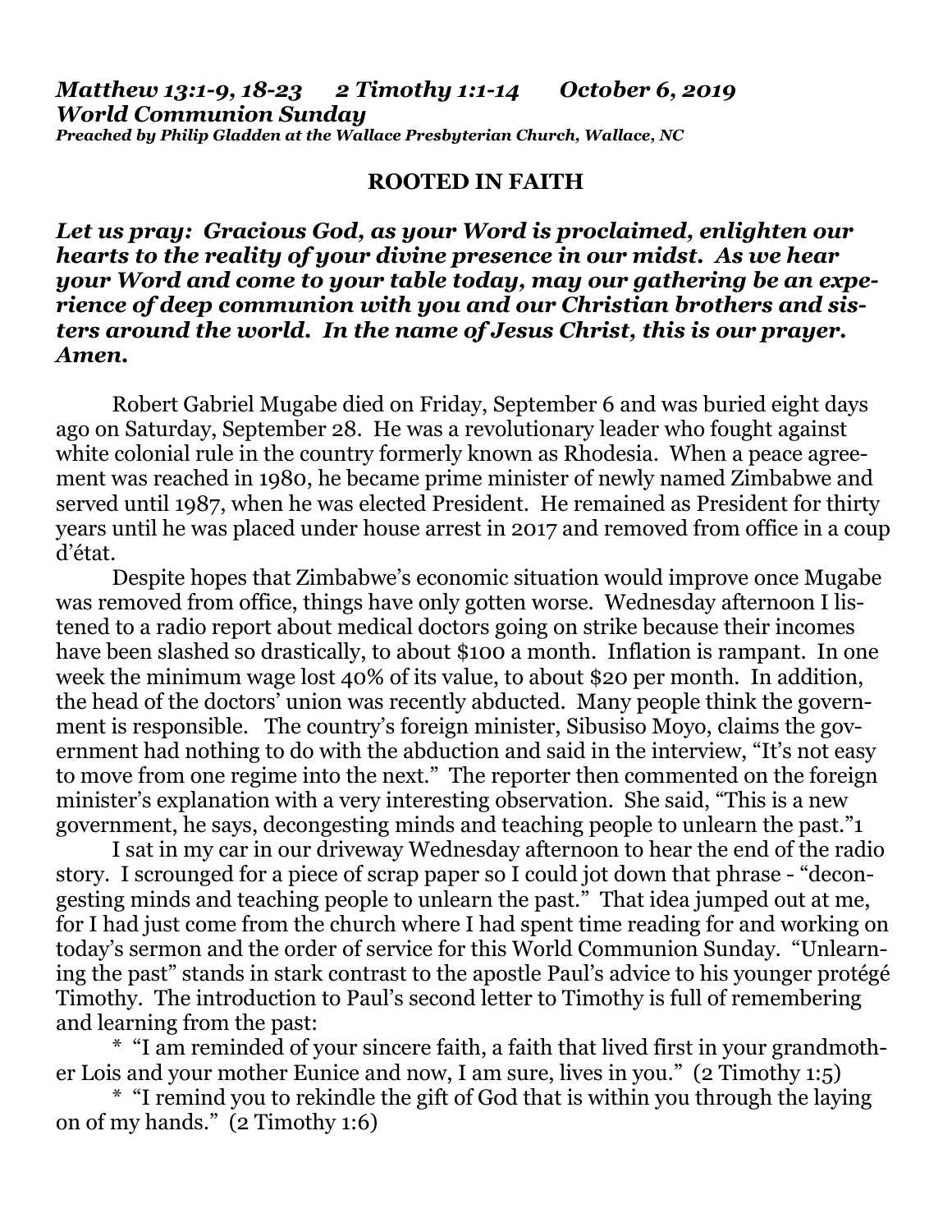*Matthew 13:1-9, 18-23 2 Timothy 1:1-14 October 6, 2019*
*World Communion Sunday*
*Preached by Philip Gladden at the Wallace Presbyterian Church, Wallace, NC*

## ROOTED IN FAITH

***Let us pray: Gracious God, as your Word is proclaimed, enlighten our hearts to the reality of your divine presence in our midst. As we hear your Word and come to your table today, may our gathering be an experience of deep communion with you and our Christian brothers and sisters around the world. In the name of Jesus Christ, this is our prayer. Amen.***

Robert Gabriel Mugabe died on Friday, September 6 and was buried eight days ago on Saturday, September 28. He was a revolutionary leader who fought against white colonial rule in the country formerly known as Rhodesia. When a peace agreement was reached in 1980, he became prime minister of newly named Zimbabwe and served until 1987, when he was elected President. He remained as President for thirty years until he was placed under house arrest in 2017 and removed from office in a coup d'état.

Despite hopes that Zimbabwe's economic situation would improve once Mugabe was removed from office, things have only gotten worse. Wednesday afternoon I listened to a radio report about medical doctors going on strike because their incomes have been slashed so drastically, to about $100 a month. Inflation is rampant. In one week the minimum wage lost 40% of its value, to about $20 per month. In addition, the head of the doctors' union was recently abducted. Many people think the government is responsible. The country's foreign minister, Sibusiso Moyo, claims the government had nothing to do with the abduction and said in the interview, "It's not easy to move from one regime into the next." The reporter then commented on the foreign minister's explanation with a very interesting observation. She said, "This is a new government, he says, decongesting minds and teaching people to unlearn the past."[1]

I sat in my car in our driveway Wednesday afternoon to hear the end of the radio story. I scrounged for a piece of scrap paper so I could jot down that phrase - "decongesting minds and teaching people to unlearn the past." That idea jumped out at me, for I had just come from the church where I had spent time reading for and working on today's sermon and the order of service for this World Communion Sunday. "Unlearning the past" stands in stark contrast to the apostle Paul's advice to his younger protégé Timothy. The introduction to Paul's second letter to Timothy is full of remembering and learning from the past:

\* "I am reminded of your sincere faith, a faith that lived first in your grandmother Lois and your mother Eunice and now, I am sure, lives in you." (2 Timothy 1:5)

\* "I remind you to rekindle the gift of God that is within you through the laying on of my hands." (2 Timothy 1:6)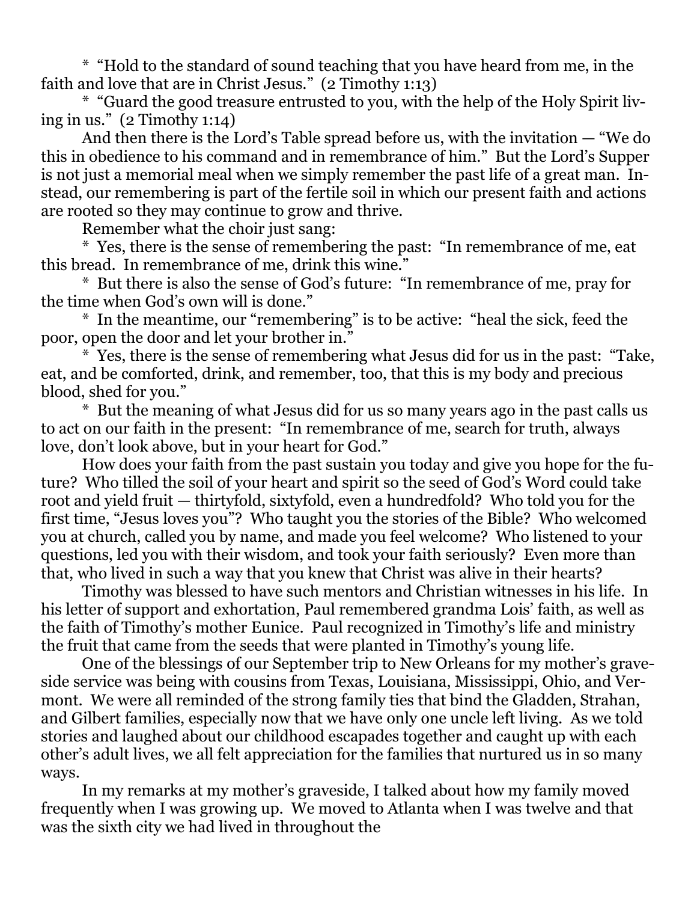* "Hold to the standard of sound teaching that you have heard from me, in the faith and love that are in Christ Jesus." (2 Timothy 1:13)

* "Guard the good treasure entrusted to you, with the help of the Holy Spirit living in us." (2 Timothy 1:14)

And then there is the Lord's Table spread before us, with the invitation — "We do this in obedience to his command and in remembrance of him." But the Lord's Supper is not just a memorial meal when we simply remember the past life of a great man. Instead, our remembering is part of the fertile soil in which our present faith and actions are rooted so they may continue to grow and thrive.

Remember what the choir just sang:

* Yes, there is the sense of remembering the past: "In remembrance of me, eat this bread. In remembrance of me, drink this wine."

* But there is also the sense of God's future: "In remembrance of me, pray for the time when God's own will is done."

* In the meantime, our "remembering" is to be active: "heal the sick, feed the poor, open the door and let your brother in."

* Yes, there is the sense of remembering what Jesus did for us in the past: "Take, eat, and be comforted, drink, and remember, too, that this is my body and precious blood, shed for you."

* But the meaning of what Jesus did for us so many years ago in the past calls us to act on our faith in the present: "In remembrance of me, search for truth, always love, don't look above, but in your heart for God."

How does your faith from the past sustain you today and give you hope for the future? Who tilled the soil of your heart and spirit so the seed of God's Word could take root and yield fruit — thirtyfold, sixtyfold, even a hundredfold? Who told you for the first time, "Jesus loves you"? Who taught you the stories of the Bible? Who welcomed you at church, called you by name, and made you feel welcome? Who listened to your questions, led you with their wisdom, and took your faith seriously? Even more than that, who lived in such a way that you knew that Christ was alive in their hearts?

Timothy was blessed to have such mentors and Christian witnesses in his life. In his letter of support and exhortation, Paul remembered grandma Lois' faith, as well as the faith of Timothy's mother Eunice. Paul recognized in Timothy's life and ministry the fruit that came from the seeds that were planted in Timothy's young life.

One of the blessings of our September trip to New Orleans for my mother's graveside service was being with cousins from Texas, Louisiana, Mississippi, Ohio, and Vermont. We were all reminded of the strong family ties that bind the Gladden, Strahan, and Gilbert families, especially now that we have only one uncle left living. As we told stories and laughed about our childhood escapades together and caught up with each other's adult lives, we all felt appreciation for the families that nurtured us in so many ways.

In my remarks at my mother's graveside, I talked about how my family moved frequently when I was growing up. We moved to Atlanta when I was twelve and that was the sixth city we had lived in throughout the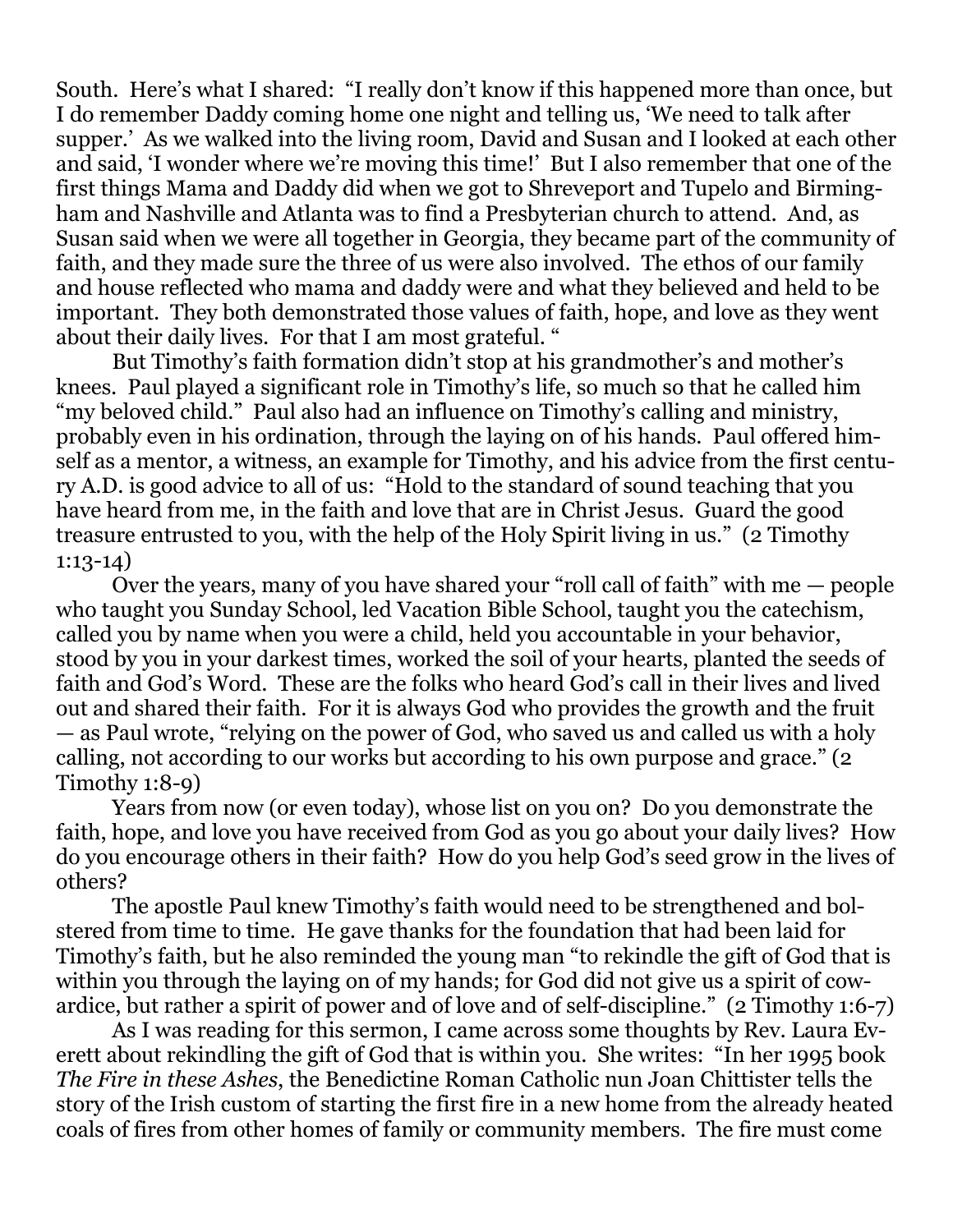South. Here's what I shared: "I really don't know if this happened more than once, but I do remember Daddy coming home one night and telling us, 'We need to talk after supper.' As we walked into the living room, David and Susan and I looked at each other and said, 'I wonder where we're moving this time!' But I also remember that one of the first things Mama and Daddy did when we got to Shreveport and Tupelo and Birmingham and Nashville and Atlanta was to find a Presbyterian church to attend. And, as Susan said when we were all together in Georgia, they became part of the community of faith, and they made sure the three of us were also involved. The ethos of our family and house reflected who mama and daddy were and what they believed and held to be important. They both demonstrated those values of faith, hope, and love as they went about their daily lives. For that I am most grateful. "

But Timothy's faith formation didn't stop at his grandmother's and mother's knees. Paul played a significant role in Timothy's life, so much so that he called him "my beloved child." Paul also had an influence on Timothy's calling and ministry, probably even in his ordination, through the laying on of his hands. Paul offered himself as a mentor, a witness, an example for Timothy, and his advice from the first century A.D. is good advice to all of us: "Hold to the standard of sound teaching that you have heard from me, in the faith and love that are in Christ Jesus. Guard the good treasure entrusted to you, with the help of the Holy Spirit living in us." (2 Timothy 1:13-14)

Over the years, many of you have shared your "roll call of faith" with me — people who taught you Sunday School, led Vacation Bible School, taught you the catechism, called you by name when you were a child, held you accountable in your behavior, stood by you in your darkest times, worked the soil of your hearts, planted the seeds of faith and God's Word. These are the folks who heard God's call in their lives and lived out and shared their faith. For it is always God who provides the growth and the fruit — as Paul wrote, "relying on the power of God, who saved us and called us with a holy calling, not according to our works but according to his own purpose and grace." (2 Timothy 1:8-9)

Years from now (or even today), whose list on you on? Do you demonstrate the faith, hope, and love you have received from God as you go about your daily lives? How do you encourage others in their faith? How do you help God's seed grow in the lives of others?

The apostle Paul knew Timothy's faith would need to be strengthened and bolstered from time to time. He gave thanks for the foundation that had been laid for Timothy's faith, but he also reminded the young man "to rekindle the gift of God that is within you through the laying on of my hands; for God did not give us a spirit of cowardice, but rather a spirit of power and of love and of self-discipline." (2 Timothy 1:6-7)

As I was reading for this sermon, I came across some thoughts by Rev. Laura Everett about rekindling the gift of God that is within you. She writes: "In her 1995 book *The Fire in these Ashes*, the Benedictine Roman Catholic nun Joan Chittister tells the story of the Irish custom of starting the first fire in a new home from the already heated coals of fires from other homes of family or community members. The fire must come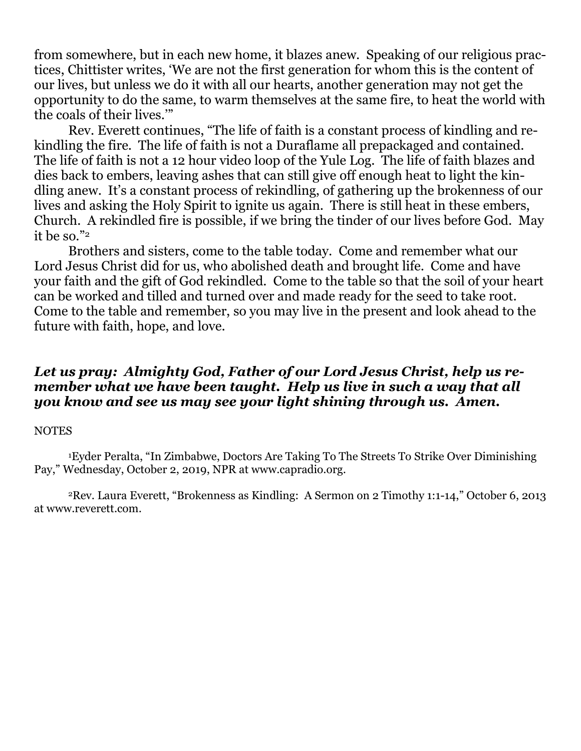from somewhere, but in each new home, it blazes anew. Speaking of our religious practices, Chittister writes, 'We are not the first generation for whom this is the content of our lives, but unless we do it with all our hearts, another generation may not get the opportunity to do the same, to warm themselves at the same fire, to heat the world with the coals of their lives.'"

Rev. Everett continues, "The life of faith is a constant process of kindling and rekindling the fire. The life of faith is not a Duraflame all prepackaged and contained. The life of faith is not a 12 hour video loop of the Yule Log. The life of faith blazes and dies back to embers, leaving ashes that can still give off enough heat to light the kindling anew. It's a constant process of rekindling, of gathering up the brokenness of our lives and asking the Holy Spirit to ignite us again. There is still heat in these embers, Church. A rekindled fire is possible, if we bring the tinder of our lives before God. May it be so."[2]

Brothers and sisters, come to the table today. Come and remember what our Lord Jesus Christ did for us, who abolished death and brought life. Come and have your faith and the gift of God rekindled. Come to the table so that the soil of your heart can be worked and tilled and turned over and made ready for the seed to take root. Come to the table and remember, so you may live in the present and look ahead to the future with faith, hope, and love.

***Let us pray: Almighty God, Father of our Lord Jesus Christ, help us remember what we have been taught. Help us live in such a way that all you know and see us may see your light shining through us. Amen.***

NOTES

[1]Eyder Peralta, "In Zimbabwe, Doctors Are Taking To The Streets To Strike Over Diminishing Pay," Wednesday, October 2, 2019, NPR at www.capradio.org.

[2]Rev. Laura Everett, "Brokenness as Kindling: A Sermon on 2 Timothy 1:1-14," October 6, 2013 at www.reverett.com.